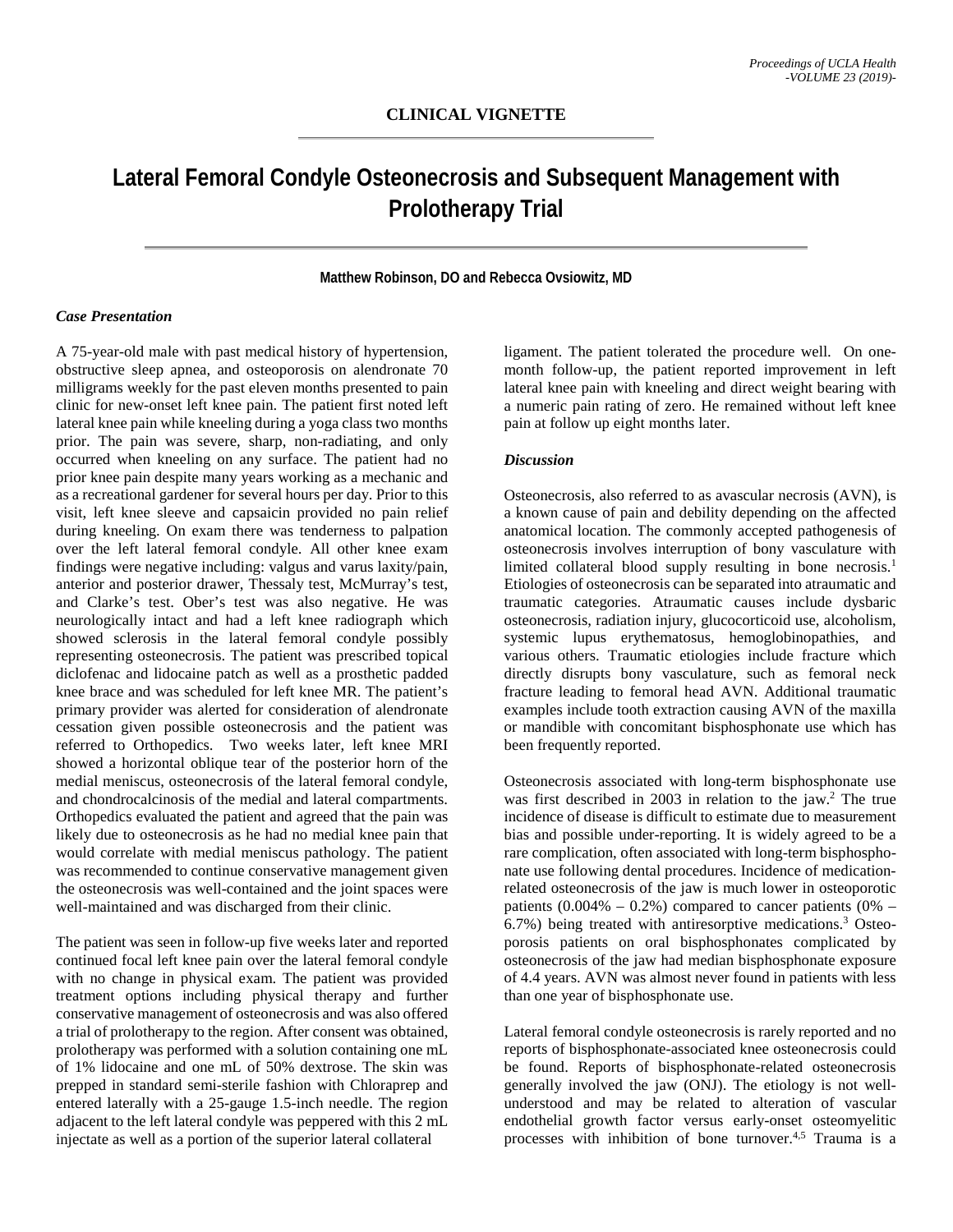## CLINICAL VIGNETTE

# Lateral Femoral Condyle Osteonecrosis and Subsequent Management with Prolotherapy Trial

**Matthew Robinson, DO and Rebecca Ovsiowitz, MD**

### *Case Presentation*

A 75-year-old male with past medical history of hypertension, obstructive sleep apnea, and osteoporosis on alendronate 70 milligrams weekly for the past eleven months presented to pain clinic for new-onset left knee pain. The patient first noted left lateral knee pain while kneeling during a yoga class two months prior. The pain was severe, sharp, non-radiating, and only occurred when kneeling on any surface. The patient had no prior knee pain despite many years working as a mechanic and as a recreational gardener for several hours per day. Prior to this visit, left knee sleeve and capsaicin provided no pain relief during kneeling. On exam there was tenderness to palpation over the left lateral femoral condyle. All other knee exam findings were negative including: valgus and varus laxity/pain, anterior and posterior drawer, Thessaly test, McMurray's test, and Clarke's test. Ober's test was also negative. He was neurologically intact and had a left knee radiograph which showed sclerosis in the lateral femoral condyle possibly representing osteonecrosis. The patient was prescribed topical diclofenac and lidocaine patch as well as a prosthetic padded knee brace and was scheduled for left knee MR. The patient's primary provider was alerted for consideration of alendronate cessation given possible osteonecrosis and the patient was referred to Orthopedics. Two weeks later, left knee MRI showed a horizontal oblique tear of the posterior horn of the medial meniscus, osteonecrosis of the lateral femoral condyle, and chondrocalcinosis of the medial and lateral compartments. Orthopedics evaluated the patient and agreed that the pain was likely due to osteonecrosis as he had no medial knee pain that would correlate with medial meniscus pathology. The patient was recommended to continue conservative management given the osteonecrosis was well-contained and the joint spaces were well-maintained and was discharged from their clinic.

The patient was seen in follow-up five weeks later and reported continued focal left knee pain over the lateral femoral condyle with no change in physical exam. The patient was provided treatment options including physical therapy and further conservative management of osteonecrosis and was also offered a trial of prolotherapy to the region. After consent was obtained, prolotherapy was performed with a solution containing one mL of 1% lidocaine and one mL of 50% dextrose. The skin was prepped in standard semi-sterile fashion with Chloraprep and entered laterally with a 25-gauge 1.5-inch needle. The region adjacent to the left lateral condyle was peppered with this 2 mL injectate as well as a portion of the superior lateral collateral ligament. The patient tolerated the procedure well. On one-month follow-up, the patient reported improvement in left lateral knee pain with kneeling and direct weight bearing with a numeric pain rating of zero. He remained without left knee pain at follow up eight months later.

### *Discussion*

Osteonecrosis, also referred to as avascular necrosis (AVN), is a known cause of pain and debility depending on the affected anatomical location. The commonly accepted pathogenesis of osteonecrosis involves interruption of bony vasculature with limited collateral blood supply resulting in bone necrosis.[1] Etiologies of osteonecrosis can be separated into atraumatic and traumatic categories. Atraumatic causes include dysbaric osteonecrosis, radiation injury, glucocorticoid use, alcoholism, systemic lupus erythematosus, hemoglobinopathies, and various others. Traumatic etiologies include fracture which directly disrupts bony vasculature, such as femoral neck fracture leading to femoral head AVN. Additional traumatic examples include tooth extraction causing AVN of the maxilla or mandible with concomitant bisphosphonate use which has been frequently reported.

Osteonecrosis associated with long-term bisphosphonate use was first described in 2003 in relation to the jaw.[2] The true incidence of disease is difficult to estimate due to measurement bias and possible under-reporting. It is widely agreed to be a rare complication, often associated with long-term bisphosphonate use following dental procedures. Incidence of medication-related osteonecrosis of the jaw is much lower in osteoporotic patients (0.004% – 0.2%) compared to cancer patients (0% – 6.7%) being treated with antiresorptive medications.[3] Osteoporosis patients on oral bisphosphonates complicated by osteonecrosis of the jaw had median bisphosphonate exposure of 4.4 years. AVN was almost never found in patients with less than one year of bisphosphonate use.

Lateral femoral condyle osteonecrosis is rarely reported and no reports of bisphosphonate-associated knee osteonecrosis could be found. Reports of bisphosphonate-related osteonecrosis generally involved the jaw (ONJ). The etiology is not well-understood and may be related to alteration of vascular endothelial growth factor versus early-onset osteomyelitic processes with inhibition of bone turnover.[4,5] Trauma is a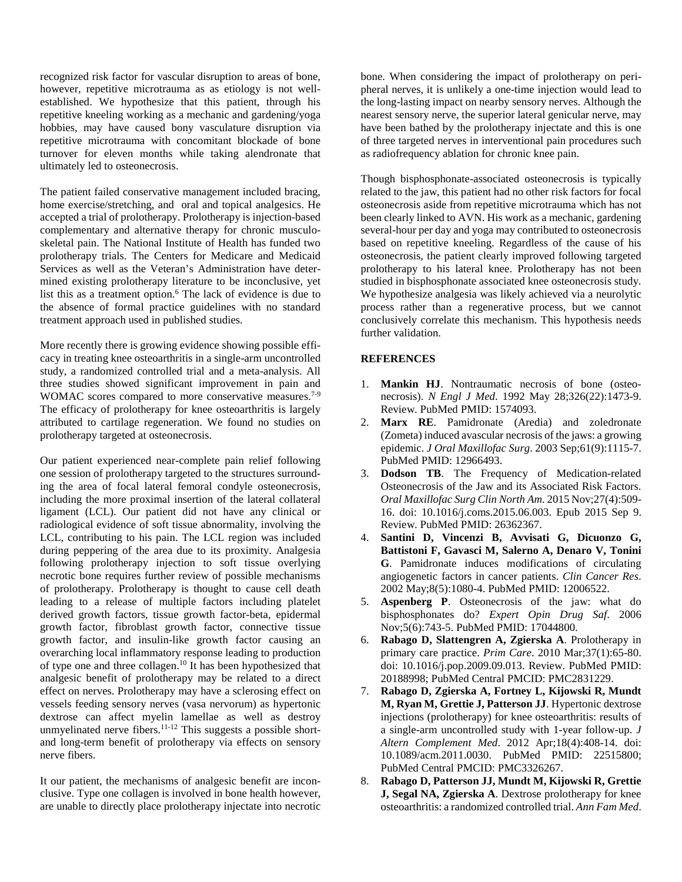recognized risk factor for vascular disruption to areas of bone, however, repetitive microtrauma as as etiology is not well-established. We hypothesize that this patient, through his repetitive kneeling working as a mechanic and gardening/yoga hobbies, may have caused bony vasculature disruption via repetitive microtrauma with concomitant blockade of bone turnover for eleven months while taking alendronate that ultimately led to osteonecrosis.

The patient failed conservative management included bracing, home exercise/stretching, and oral and topical analgesics. He accepted a trial of prolotherapy. Prolotherapy is injection-based complementary and alternative therapy for chronic musculoskeletal pain. The National Institute of Health has funded two prolotherapy trials. The Centers for Medicare and Medicaid Services as well as the Veteran's Administration have determined existing prolotherapy literature to be inconclusive, yet list this as a treatment option.[6] The lack of evidence is due to the absence of formal practice guidelines with no standard treatment approach used in published studies.

More recently there is growing evidence showing possible efficacy in treating knee osteoarthritis in a single-arm uncontrolled study, a randomized controlled trial and a meta-analysis. All three studies showed significant improvement in pain and WOMAC scores compared to more conservative measures.[7-9] The efficacy of prolotherapy for knee osteoarthritis is largely attributed to cartilage regeneration. We found no studies on prolotherapy targeted at osteonecrosis.

Our patient experienced near-complete pain relief following one session of prolotherapy targeted to the structures surrounding the area of focal lateral femoral condyle osteonecrosis, including the more proximal insertion of the lateral collateral ligament (LCL). Our patient did not have any clinical or radiological evidence of soft tissue abnormality, involving the LCL, contributing to his pain. The LCL region was included during peppering of the area due to its proximity. Analgesia following prolotherapy injection to soft tissue overlying necrotic bone requires further review of possible mechanisms of prolotherapy. Prolotherapy is thought to cause cell death leading to a release of multiple factors including platelet derived growth factors, tissue growth factor-beta, epidermal growth factor, fibroblast growth factor, connective tissue growth factor, and insulin-like growth factor causing an overarching local inflammatory response leading to production of type one and three collagen.[10] It has been hypothesized that analgesic benefit of prolotherapy may be related to a direct effect on nerves. Prolotherapy may have a sclerosing effect on vessels feeding sensory nerves (vasa nervorum) as hypertonic dextrose can affect myelin lamellae as well as destroy unmyelinated nerve fibers.[11-12] This suggests a possible short- and long-term benefit of prolotherapy via effects on sensory nerve fibers.

It our patient, the mechanisms of analgesic benefit are inconclusive. Type one collagen is involved in bone health however, are unable to directly place prolotherapy injectate into necrotic bone. When considering the impact of prolotherapy on peripheral nerves, it is unlikely a one-time injection would lead to the long-lasting impact on nearby sensory nerves. Although the nearest sensory nerve, the superior lateral genicular nerve, may have been bathed by the prolotherapy injectate and this is one of three targeted nerves in interventional pain procedures such as radiofrequency ablation for chronic knee pain.

Though bisphosphonate-associated osteonecrosis is typically related to the jaw, this patient had no other risk factors for focal osteonecrosis aside from repetitive microtrauma which has not been clearly linked to AVN. His work as a mechanic, gardening several-hour per day and yoga may contributed to osteonecrosis based on repetitive kneeling. Regardless of the cause of his osteonecrosis, the patient clearly improved following targeted prolotherapy to his lateral knee. Prolotherapy has not been studied in bisphosphonate associated knee osteonecrosis study. We hypothesize analgesia was likely achieved via a neurolytic process rather than a regenerative process, but we cannot conclusively correlate this mechanism. This hypothesis needs further validation.

## REFERENCES

1. **Mankin HJ**. Nontraumatic necrosis of bone (osteonecrosis). *N Engl J Med*. 1992 May 28;326(22):1473-9. Review. PubMed PMID: 1574093.
2. **Marx RE**. Pamidronate (Aredia) and zoledronate (Zometa) induced avascular necrosis of the jaws: a growing epidemic. *J Oral Maxillofac Surg*. 2003 Sep;61(9):1115-7. PubMed PMID: 12966493.
3. **Dodson TB**. The Frequency of Medication-related Osteonecrosis of the Jaw and its Associated Risk Factors. *Oral Maxillofac Surg Clin North Am*. 2015 Nov;27(4):509-16. doi: 10.1016/j.coms.2015.06.003. Epub 2015 Sep 9. Review. PubMed PMID: 26362367.
4. **Santini D, Vincenzi B, Avvisati G, Dicuonzo G, Battistoni F, Gavasci M, Salerno A, Denaro V, Tonini G**. Pamidronate induces modifications of circulating angiogenetic factors in cancer patients. *Clin Cancer Res*. 2002 May;8(5):1080-4. PubMed PMID: 12006522.
5. **Aspenberg P**. Osteonecrosis of the jaw: what do bisphosphonates do? *Expert Opin Drug Saf*. 2006 Nov;5(6):743-5. PubMed PMID: 17044800.
6. **Rabago D, Slattengren A, Zgierska A**. Prolotherapy in primary care practice. *Prim Care*. 2010 Mar;37(1):65-80. doi: 10.1016/j.pop.2009.09.013. Review. PubMed PMID: 20188998; PubMed Central PMCID: PMC2831229.
7. **Rabago D, Zgierska A, Fortney L, Kijowski R, Mundt M, Ryan M, Grettie J, Patterson JJ**. Hypertonic dextrose injections (prolotherapy) for knee osteoarthritis: results of a single-arm uncontrolled study with 1-year follow-up. *J Altern Complement Med*. 2012 Apr;18(4):408-14. doi: 10.1089/acm.2011.0030. PubMed PMID: 22515800; PubMed Central PMCID: PMC3326267.
8. **Rabago D, Patterson JJ, Mundt M, Kijowski R, Grettie J, Segal NA, Zgierska A**. Dextrose prolotherapy for knee osteoarthritis: a randomized controlled trial. *Ann Fam Med*.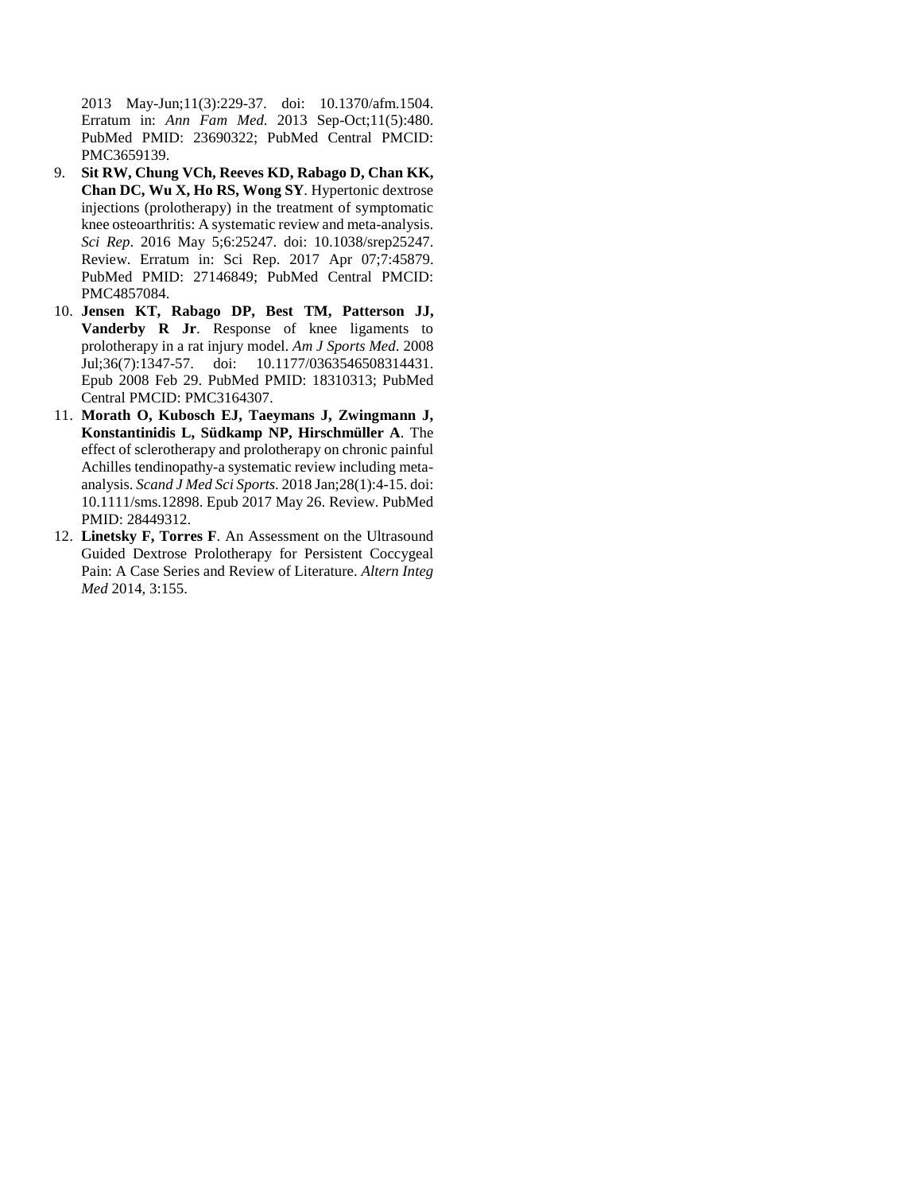2013 May-Jun;11(3):229-37. doi: 10.1370/afm.1504. Erratum in: *Ann Fam Med*. 2013 Sep-Oct;11(5):480. PubMed PMID: 23690322; PubMed Central PMCID: PMC3659139.

9. **Sit RW, Chung VCh, Reeves KD, Rabago D, Chan KK, Chan DC, Wu X, Ho RS, Wong SY**. Hypertonic dextrose injections (prolotherapy) in the treatment of symptomatic knee osteoarthritis: A systematic review and meta-analysis. *Sci Rep*. 2016 May 5;6:25247. doi: 10.1038/srep25247. Review. Erratum in: Sci Rep. 2017 Apr 07;7:45879. PubMed PMID: 27146849; PubMed Central PMCID: PMC4857084.
10. **Jensen KT, Rabago DP, Best TM, Patterson JJ, Vanderby R Jr**. Response of knee ligaments to prolotherapy in a rat injury model. *Am J Sports Med*. 2008 Jul;36(7):1347-57. doi: 10.1177/0363546508314431. Epub 2008 Feb 29. PubMed PMID: 18310313; PubMed Central PMCID: PMC3164307.
11. **Morath O, Kubosch EJ, Taeymans J, Zwingmann J, Konstantinidis L, Südkamp NP, Hirschmüller A**. The effect of sclerotherapy and prolotherapy on chronic painful Achilles tendinopathy-a systematic review including meta-analysis. *Scand J Med Sci Sports*. 2018 Jan;28(1):4-15. doi: 10.1111/sms.12898. Epub 2017 May 26. Review. PubMed PMID: 28449312.
12. **Linetsky F, Torres F**. An Assessment on the Ultrasound Guided Dextrose Prolotherapy for Persistent Coccygeal Pain: A Case Series and Review of Literature. *Altern Integ Med* 2014, 3:155.